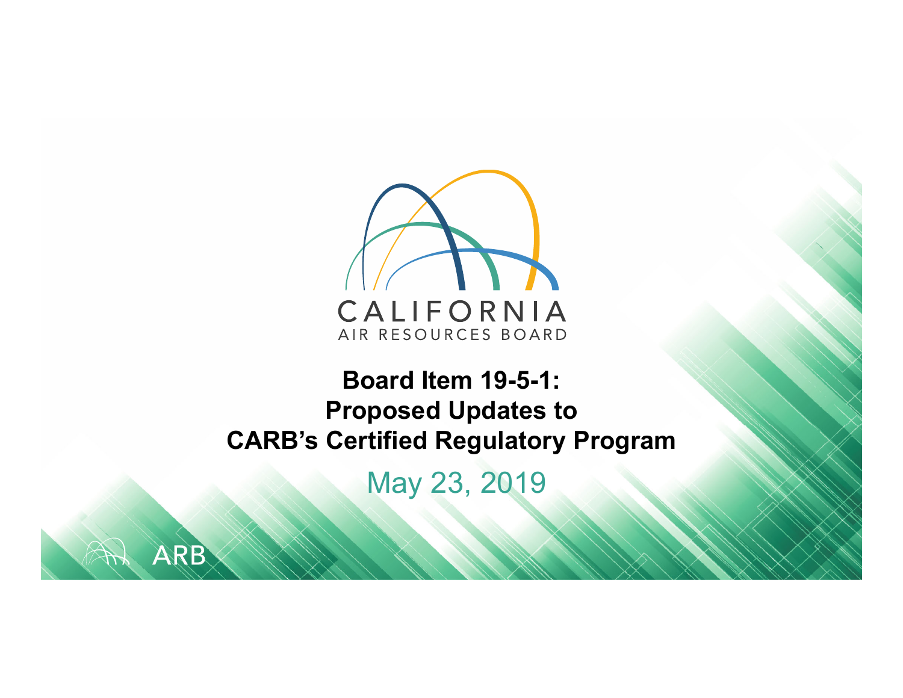CALIFORNIA
AIR RESOURCES BOARD

# Board Item 19-5-1: Proposed Updates to CARB's Certified Regulatory Program

May 23, 2019

ARB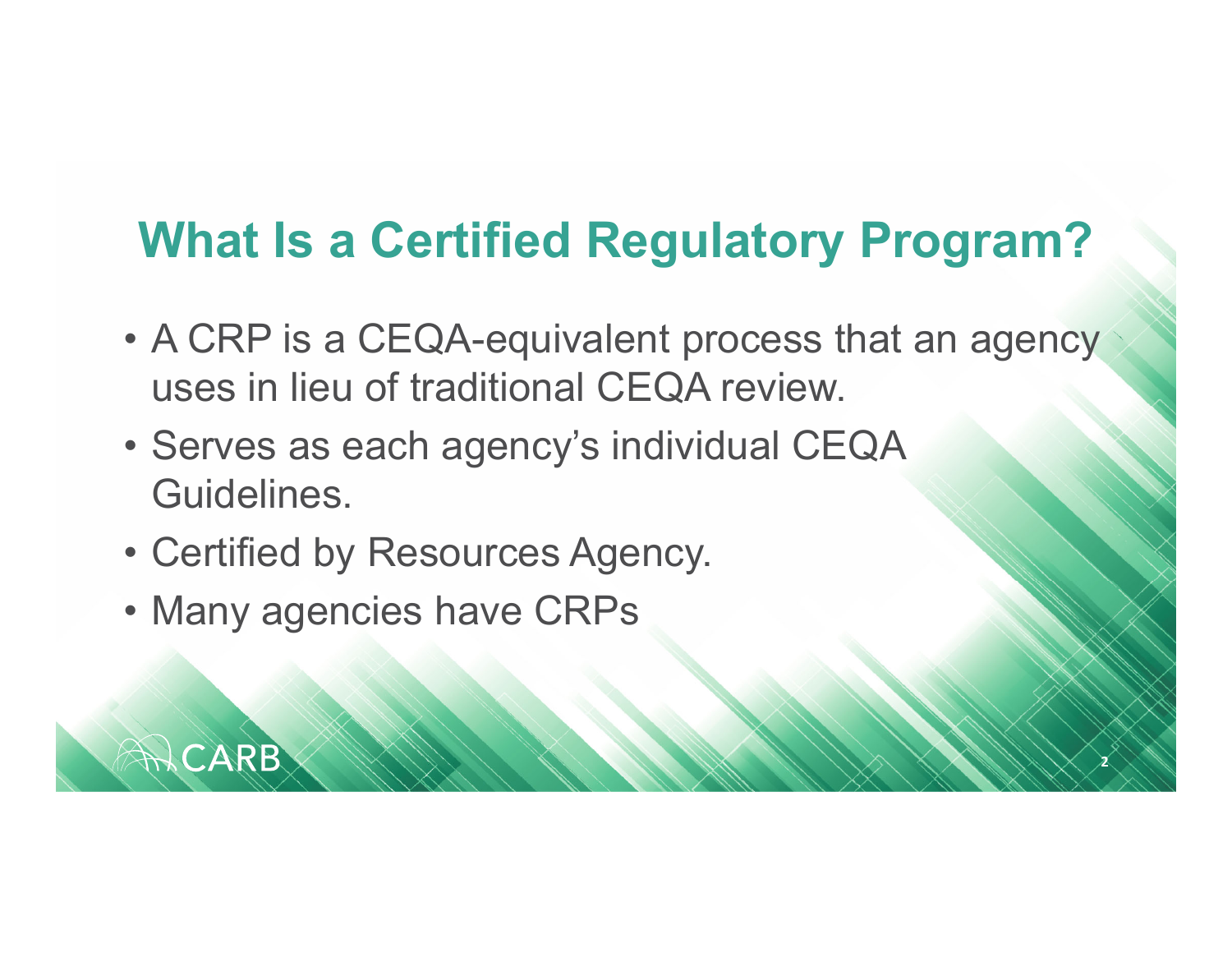# What Is a Certified Regulatory Program?

- A CRP is a CEQA-equivalent process that an agency uses in lieu of traditional CEQA review.
- Serves as each agency's individual CEQA Guidelines.
- Certified by Resources Agency.
- Many agencies have CRPs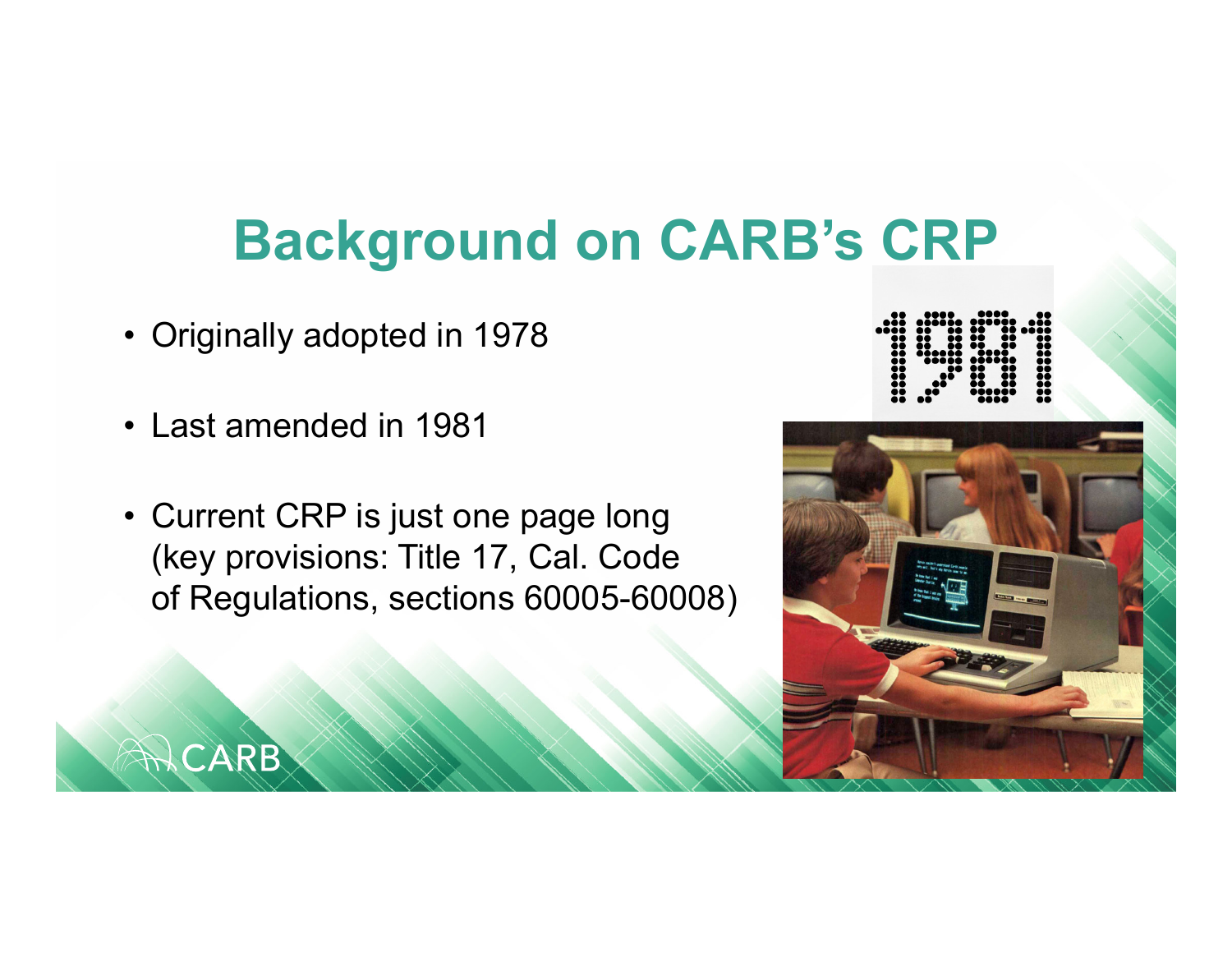# Background on CARB's CRP

- Originally adopted in 1978
- Last amended in 1981
- Current CRP is just one page long (key provisions: Title 17, Cal. Code of Regulations, sections 60005-60008)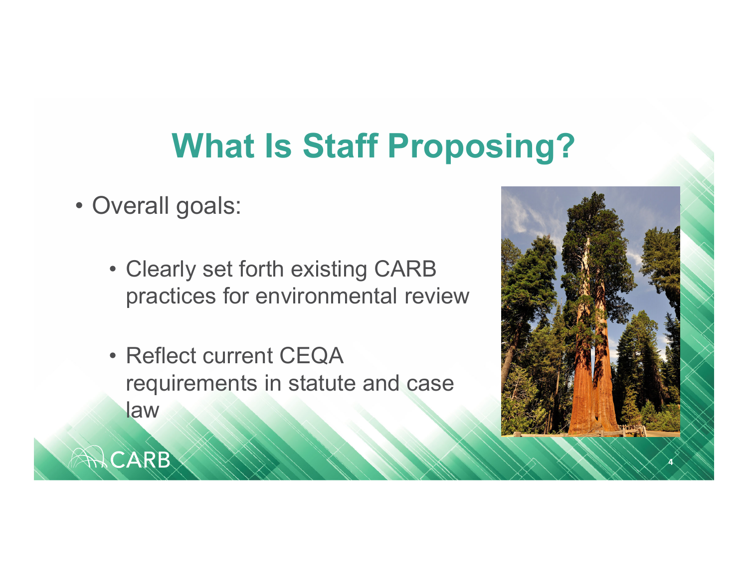# What Is Staff Proposing?

- Overall goals:
  - Clearly set forth existing CARB practices for environmental review
  - Reflect current CEQA requirements in statute and case law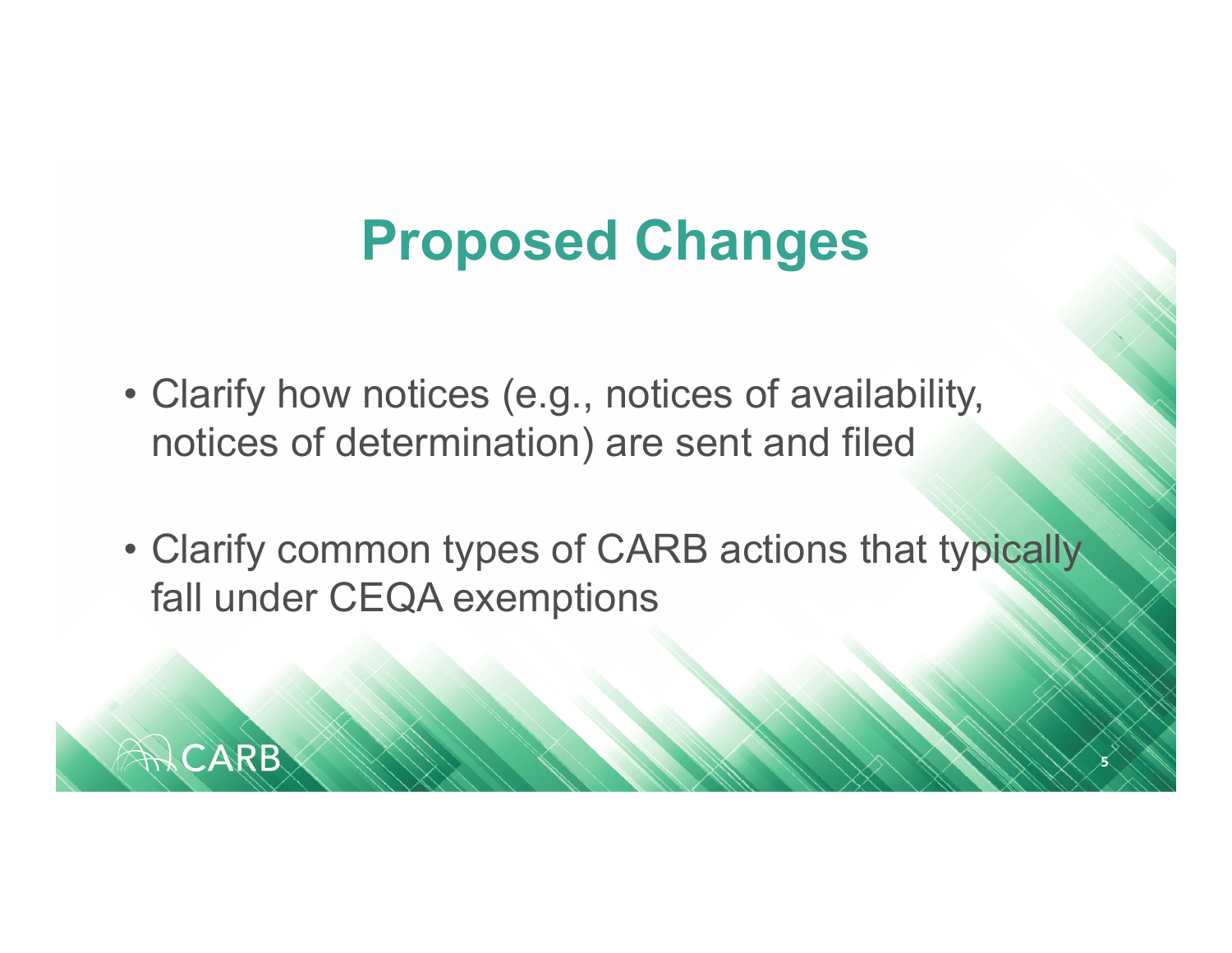# Proposed Changes

- Clarify how notices (e.g., notices of availability, notices of determination) are sent and filed
- Clarify common types of CARB actions that typically fall under CEQA exemptions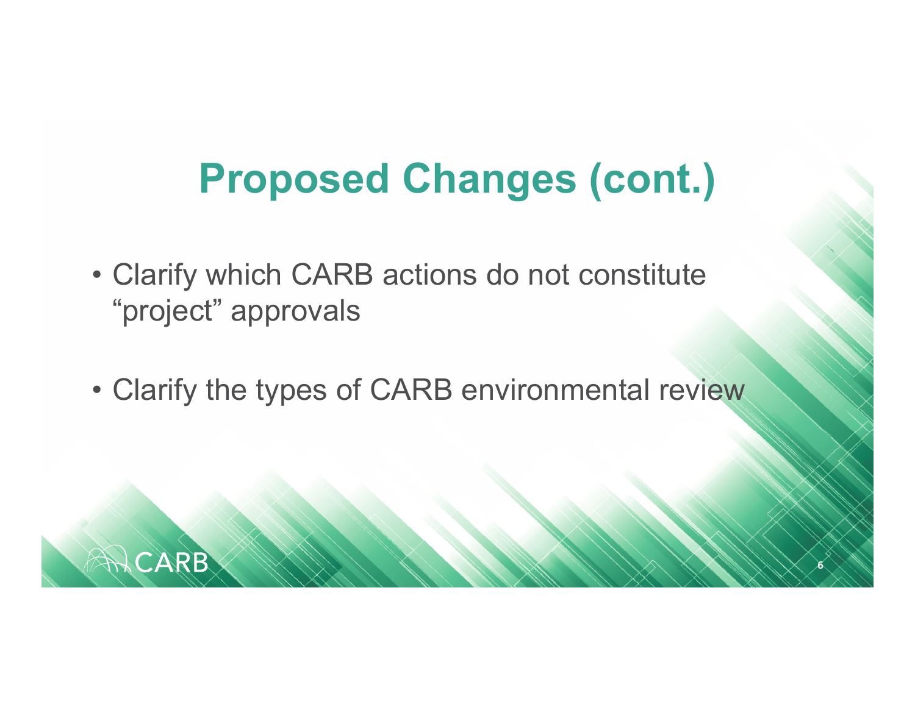# Proposed Changes (cont.)

- Clarify which CARB actions do not constitute "project" approvals
- Clarify the types of CARB environmental review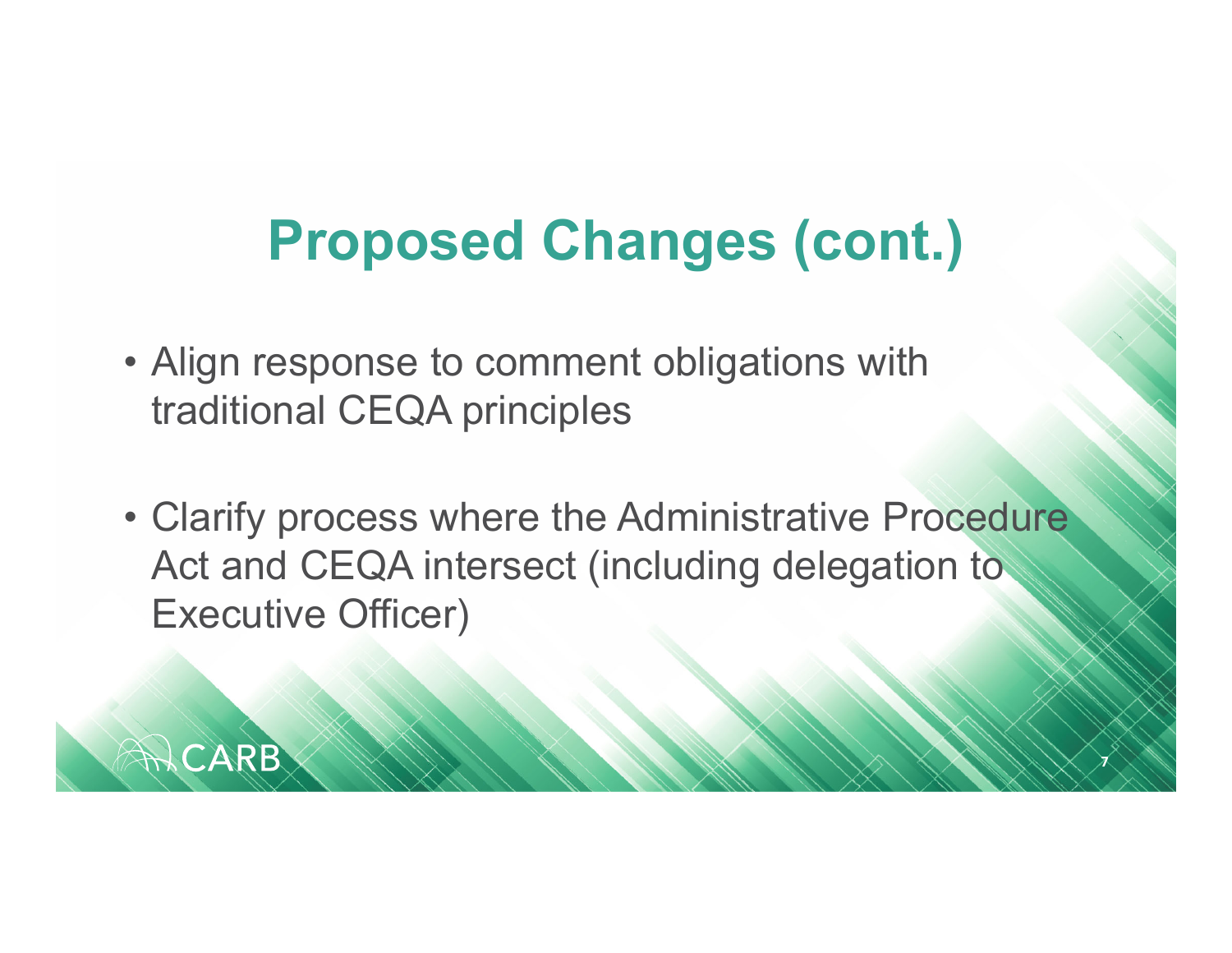# Proposed Changes (cont.)

- Align response to comment obligations with traditional CEQA principles
- Clarify process where the Administrative Procedure Act and CEQA intersect (including delegation to Executive Officer)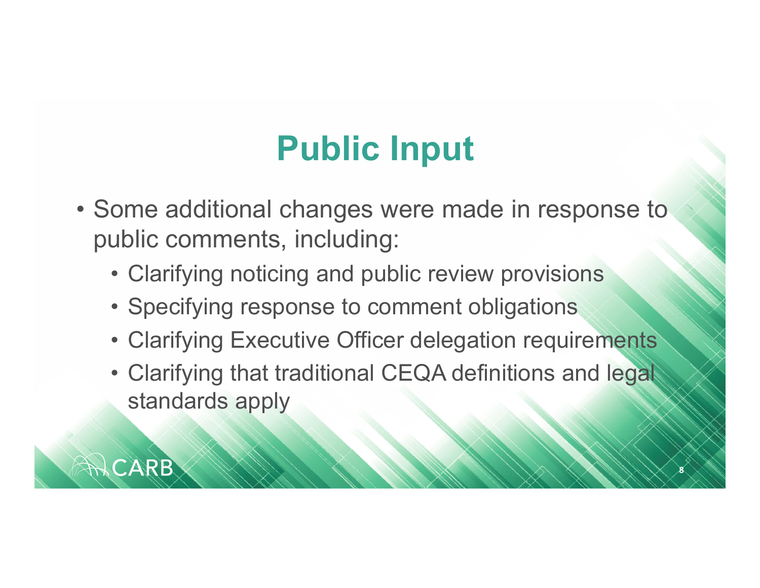# Public Input

- Some additional changes were made in response to public comments, including:
  - Clarifying noticing and public review provisions
  - Specifying response to comment obligations
  - Clarifying Executive Officer delegation requirements
  - Clarifying that traditional CEQA definitions and legal standards apply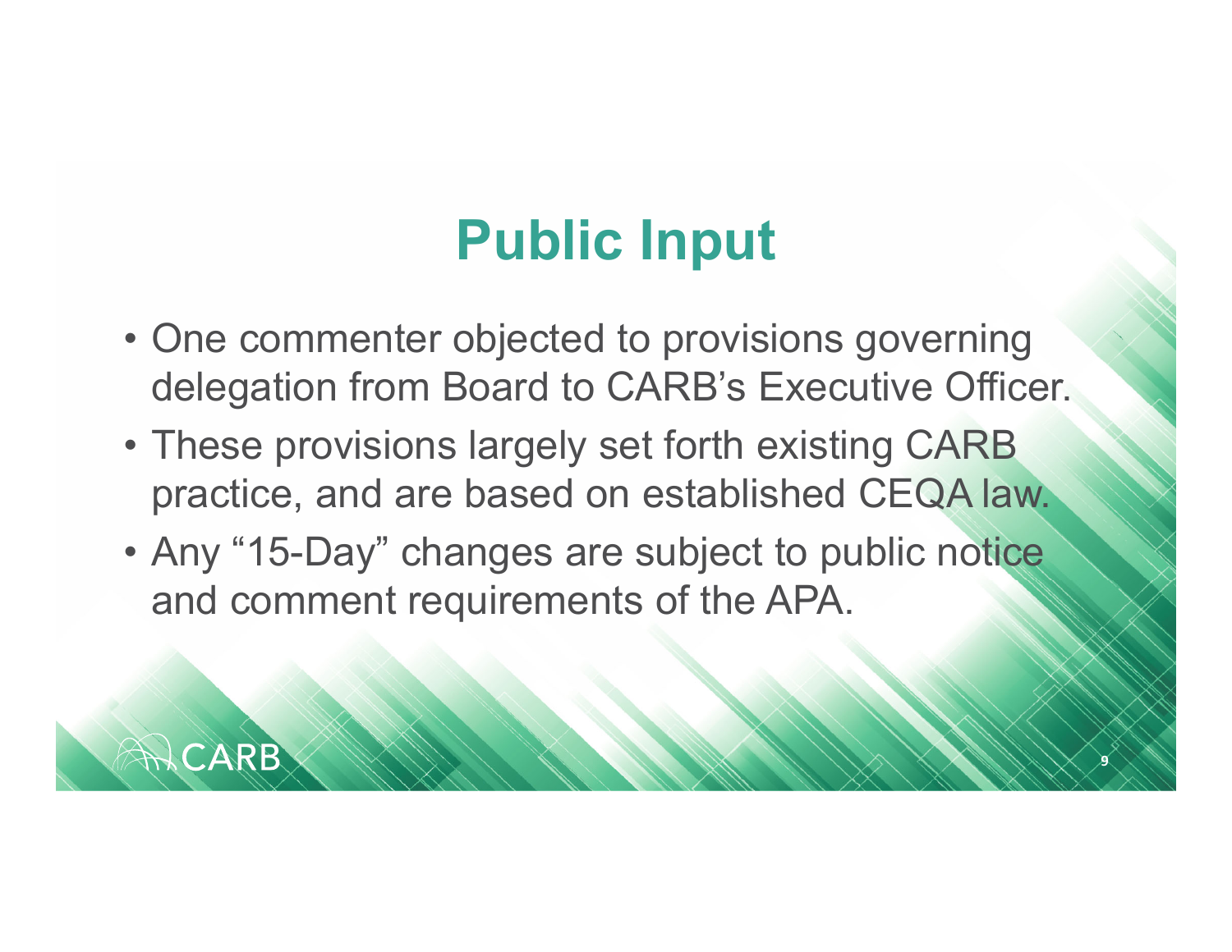# Public Input

- One commenter objected to provisions governing delegation from Board to CARB's Executive Officer.
- These provisions largely set forth existing CARB practice, and are based on established CEQA law.
- Any "15-Day" changes are subject to public notice and comment requirements of the APA.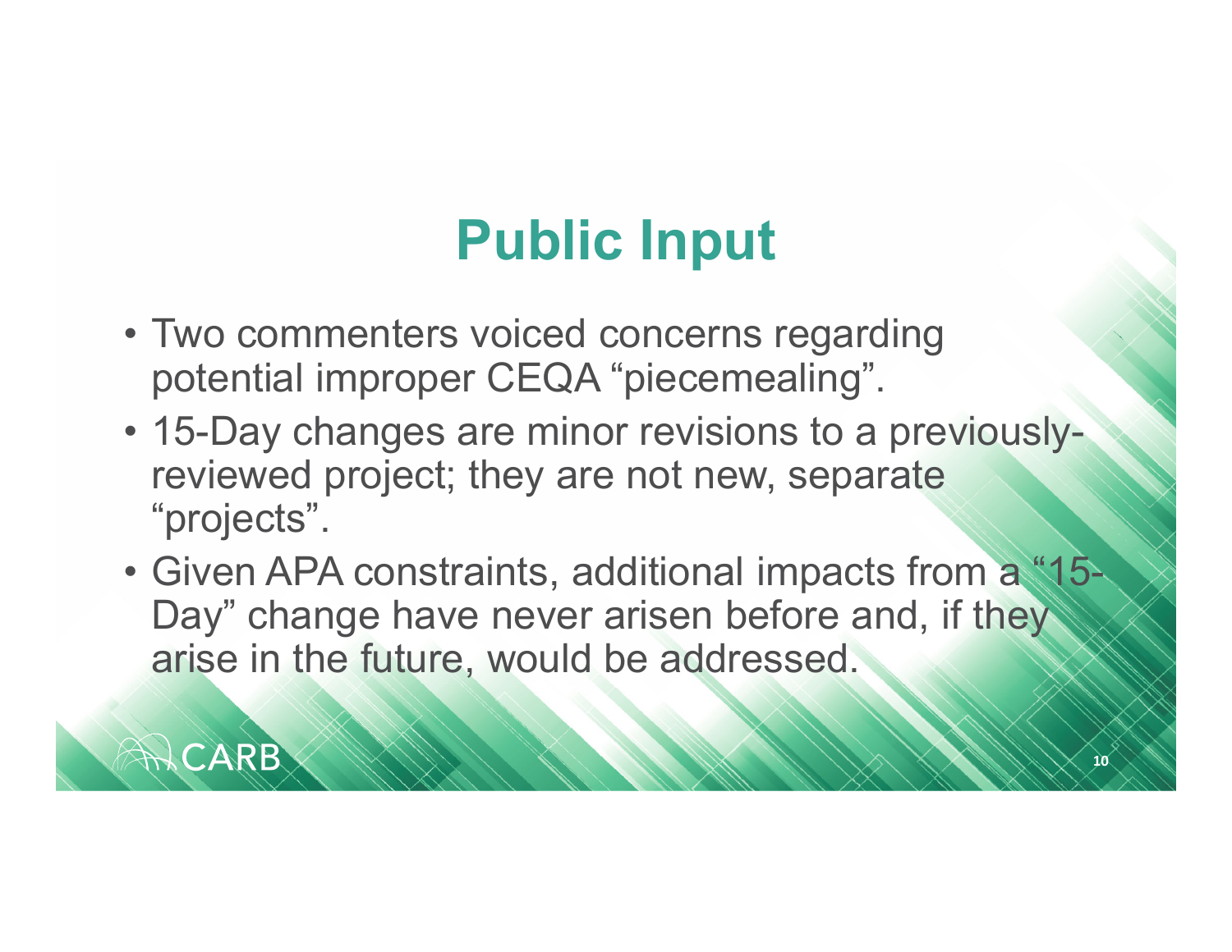# Public Input

- Two commenters voiced concerns regarding potential improper CEQA “piecemealing”.
- 15-Day changes are minor revisions to a previously-reviewed project; they are not new, separate “projects”.
- Given APA constraints, additional impacts from a “15-Day” change have never arisen before and, if they arise in the future, would be addressed.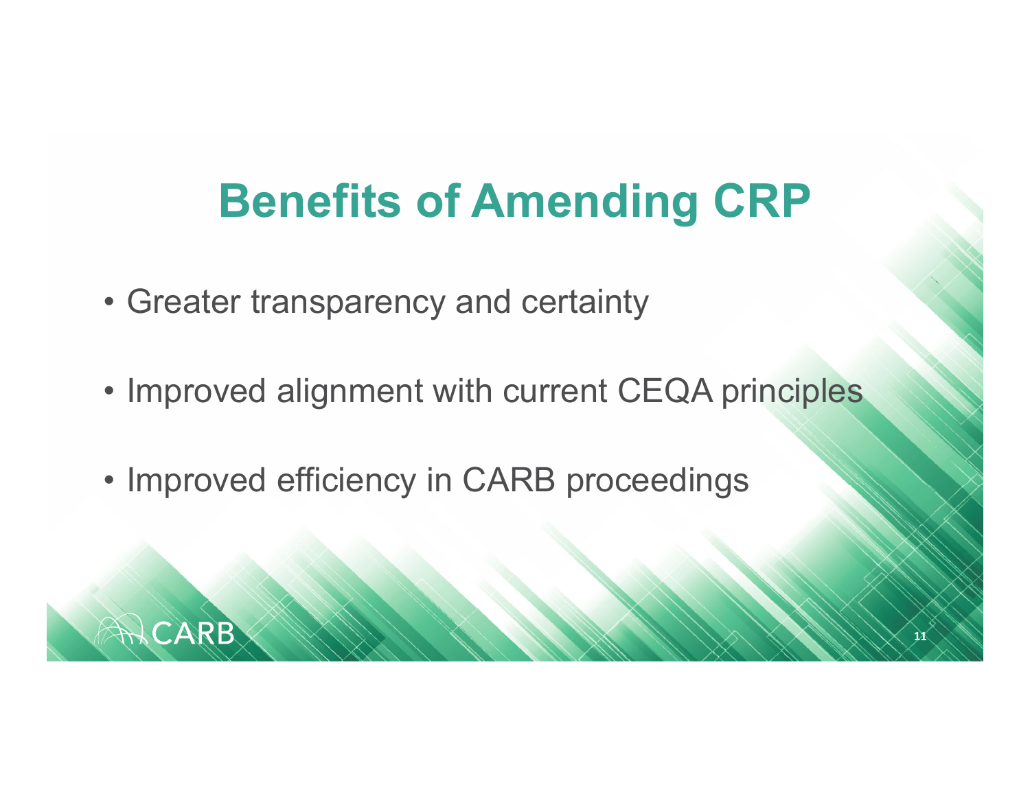# Benefits of Amending CRP

- Greater transparency and certainty
- Improved alignment with current CEQA principles
- Improved efficiency in CARB proceedings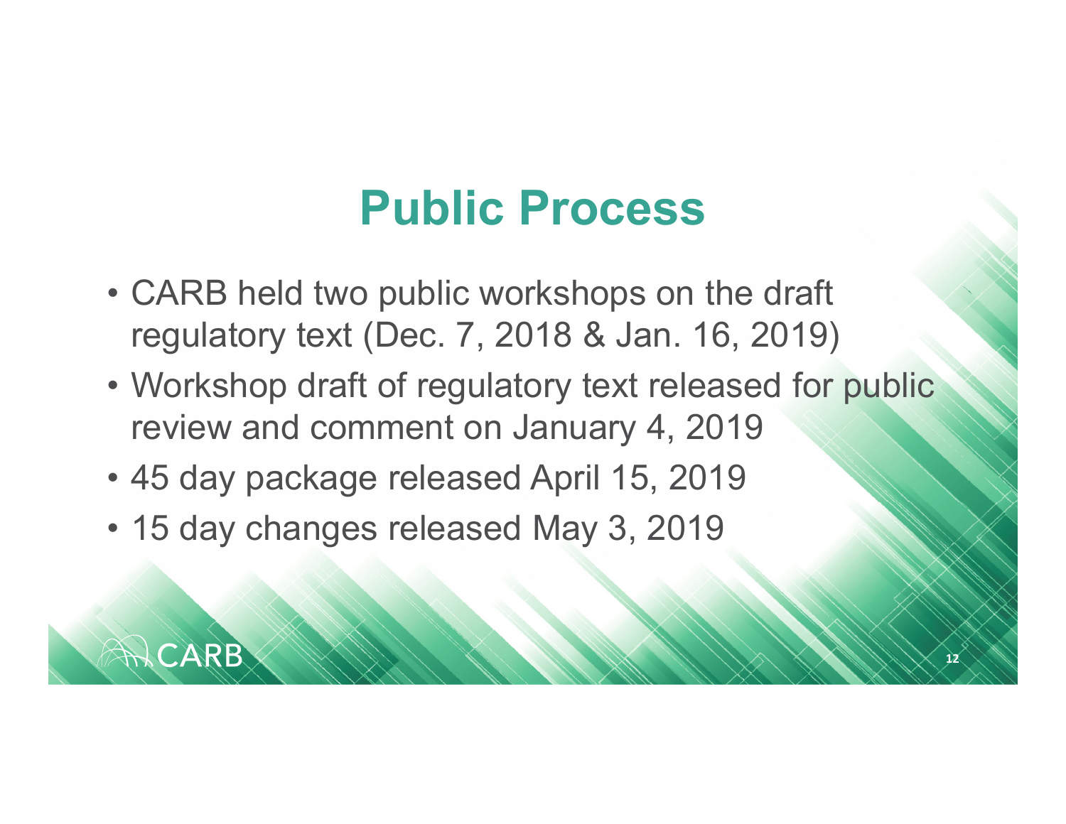# Public Process

- CARB held two public workshops on the draft regulatory text (Dec. 7, 2018 & Jan. 16, 2019)
- Workshop draft of regulatory text released for public review and comment on January 4, 2019
- 45 day package released April 15, 2019
- 15 day changes released May 3, 2019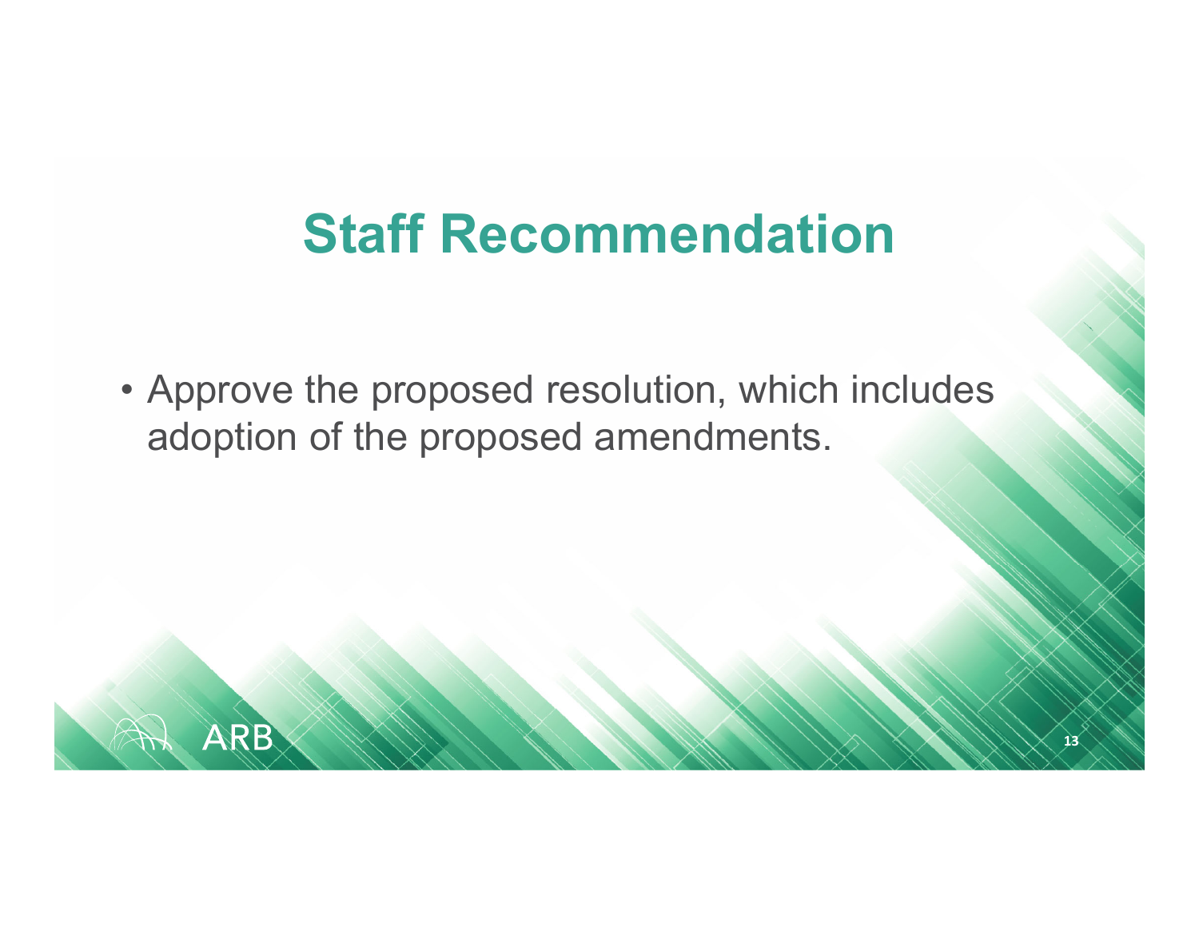# Staff Recommendation

- Approve the proposed resolution, which includes adoption of the proposed amendments.